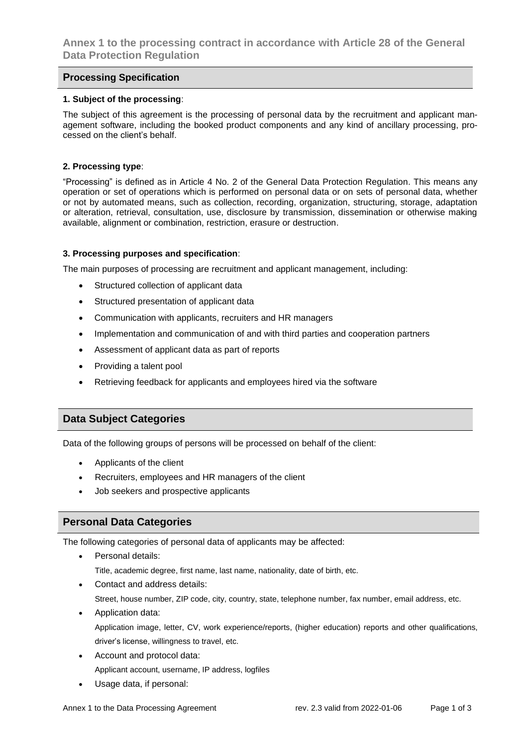# Annex 1 to the processing contract in accordance with Article 28 of the General Data Protection Regulation

## Processing Specification

**1. Subject of the processing**:

The subject of this agreement is the processing of personal data by the recruitment and applicant management software, including the booked product components and any kind of ancillary processing, processed on the client's behalf.

**2. Processing type**:

"Processing" is defined as in Article 4 No. 2 of the General Data Protection Regulation. This means any operation or set of operations which is performed on personal data or on sets of personal data, whether or not by automated means, such as collection, recording, organization, structuring, storage, adaptation or alteration, retrieval, consultation, use, disclosure by transmission, dissemination or otherwise making available, alignment or combination, restriction, erasure or destruction.

**3. Processing purposes and specification**:

The main purposes of processing are recruitment and applicant management, including:

- Structured collection of applicant data
- Structured presentation of applicant data
- Communication with applicants, recruiters and HR managers
- Implementation and communication of and with third parties and cooperation partners
- Assessment of applicant data as part of reports
- Providing a talent pool
- Retrieving feedback for applicants and employees hired via the software

## Data Subject Categories

Data of the following groups of persons will be processed on behalf of the client:

- Applicants of the client
- Recruiters, employees and HR managers of the client
- Job seekers and prospective applicants

## Personal Data Categories

The following categories of personal data of applicants may be affected:

- Personal details:
  Title, academic degree, first name, last name, nationality, date of birth, etc.
- Contact and address details:
  Street, house number, ZIP code, city, country, state, telephone number, fax number, email address, etc.
- Application data:
  Application image, letter, CV, work experience/reports, (higher education) reports and other qualifications, driver's license, willingness to travel, etc.
- Account and protocol data:
  Applicant account, username, IP address, logfiles
- Usage data, if personal: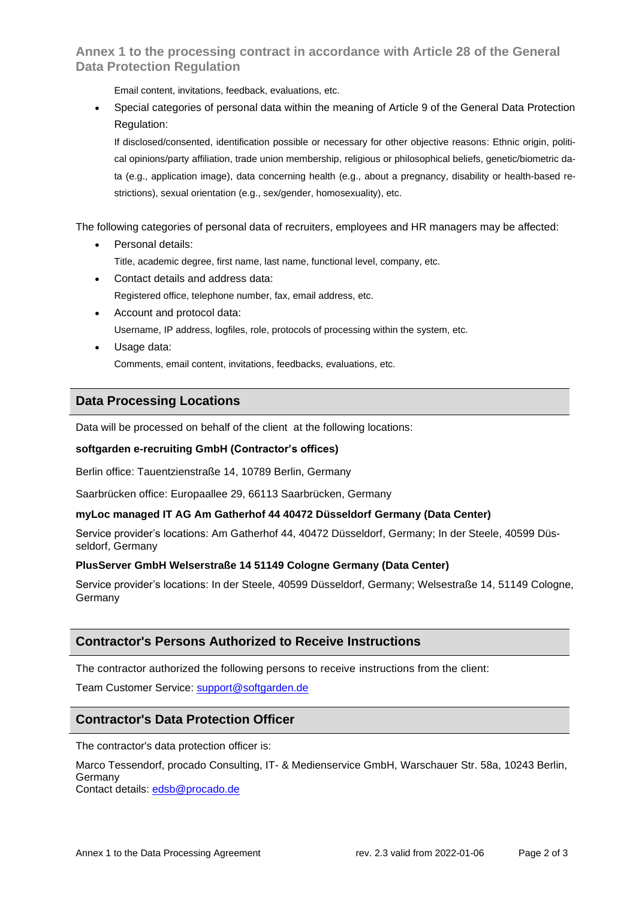Email content, invitations, feedback, evaluations, etc.

- Special categories of personal data within the meaning of Article 9 of the General Data Protection Regulation:

  If disclosed/consented, identification possible or necessary for other objective reasons: Ethnic origin, political opinions/party affiliation, trade union membership, religious or philosophical beliefs, genetic/biometric data (e.g., application image), data concerning health (e.g., about a pregnancy, disability or health-based restrictions), sexual orientation (e.g., sex/gender, homosexuality), etc.

The following categories of personal data of recruiters, employees and HR managers may be affected:

- Personal details:

  Title, academic degree, first name, last name, functional level, company, etc.
- Contact details and address data:

  Registered office, telephone number, fax, email address, etc.
- Account and protocol data:

  Username, IP address, logfiles, role, protocols of processing within the system, etc.
- Usage data:

  Comments, email content, invitations, feedbacks, evaluations, etc.

## Data Processing Locations

Data will be processed on behalf of the client at the following locations:

**softgarden e-recruiting GmbH (Contractor's offices)**

Berlin office: Tauentzienstraße 14, 10789 Berlin, Germany

Saarbrücken office: Europaallee 29, 66113 Saarbrücken, Germany

**myLoc managed IT AG Am Gatherhof 44 40472 Düsseldorf Germany (Data Center)**

Service provider's locations: Am Gatherhof 44, 40472 Düsseldorf, Germany; In der Steele, 40599 Düsseldorf, Germany

**PlusServer GmbH Welserstraße 14 51149 Cologne Germany (Data Center)**

Service provider's locations: In der Steele, 40599 Düsseldorf, Germany; Welsestraße 14, 51149 Cologne, Germany

## Contractor's Persons Authorized to Receive Instructions

The contractor authorized the following persons to receive instructions from the client:

Team Customer Service: support@softgarden.de

## Contractor's Data Protection Officer

The contractor's data protection officer is:

Marco Tessendorf, procado Consulting, IT- & Medienservice GmbH, Warschauer Str. 58a, 10243 Berlin, Germany
Contact details: edsb@procado.de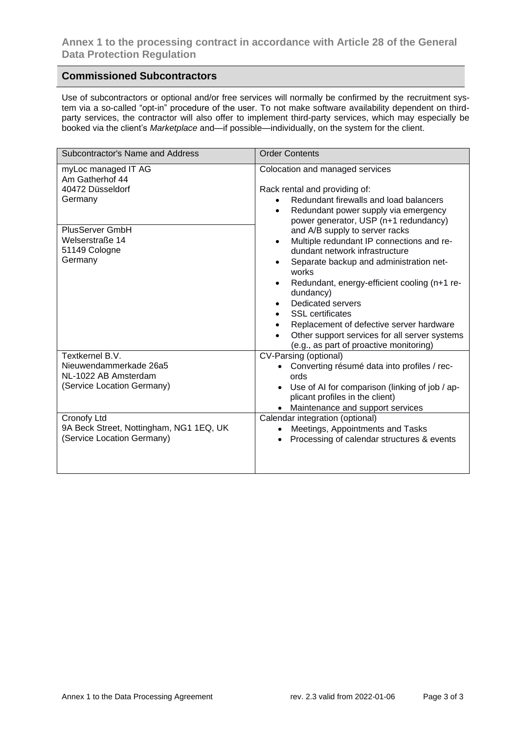**Annex 1 to the processing contract in accordance with Article 28 of the General Data Protection Regulation**

## Commissioned Subcontractors

Use of subcontractors or optional and/or free services will normally be confirmed by the recruitment system via a so-called "opt-in" procedure of the user. To not make software availability dependent on third-party services, the contractor will also offer to implement third-party services, which may especially be booked via the client's *Marketplace* and—if possible—individually, on the system for the client.

| Subcontractor's Name and Address | Order Contents |
|---|---|
| myLoc managed IT AG<br>Am Gatherhof 44<br>40472 Düsseldorf<br>Germany<br><br>PlusServer GmbH<br>Welserstraße 14<br>51149 Cologne<br>Germany | Colocation and managed services<br><br>Rack rental and providing of:<br>• Redundant firewalls and load balancers<br>• Redundant power supply via emergency power generator, USP (n+1 redundancy) and A/B supply to server racks<br>• Multiple redundant IP connections and redundant network infrastructure<br>• Separate backup and administration networks<br>• Redundant, energy-efficient cooling (n+1 redundancy)<br>• Dedicated servers<br>• SSL certificates<br>• Replacement of defective server hardware<br>• Other support services for all server systems (e.g., as part of proactive monitoring) |
| Textkernel B.V.<br>Nieuwendammerkade 26a5<br>NL-1022 AB Amsterdam<br>(Service Location Germany) | CV-Parsing (optional)<br>• Converting résumé data into profiles / records<br>• Use of AI for comparison (linking of job / applicant profiles in the client)<br>• Maintenance and support services |
| Cronofy Ltd<br>9A Beck Street, Nottingham, NG1 1EQ, UK<br>(Service Location Germany) | Calendar integration (optional)<br>• Meetings, Appointments and Tasks<br>• Processing of calendar structures & events |

Annex 1 to the Data Processing Agreement rev. 2.3 valid from 2022-01-06